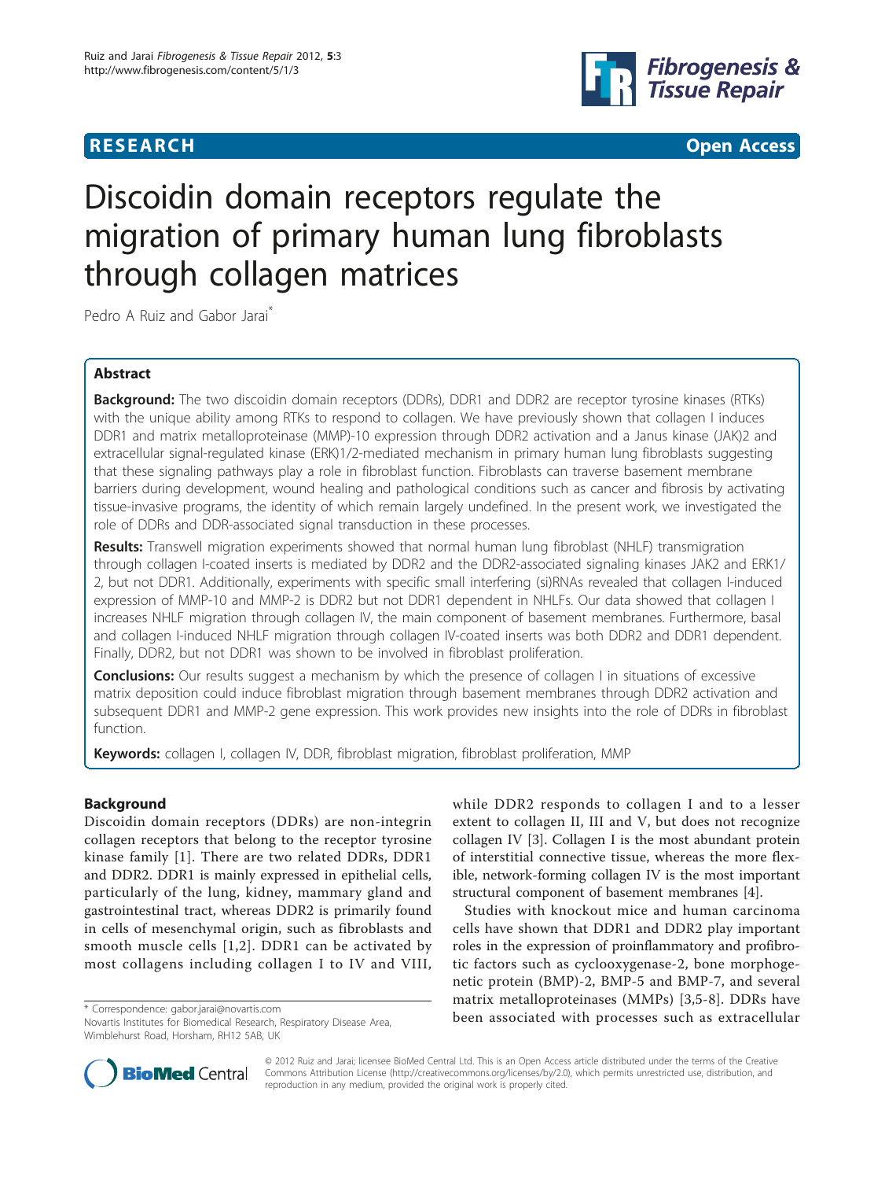**RESEARCH** **Open Access**

# Discoidin domain receptors regulate the migration of primary human lung fibroblasts through collagen matrices

Pedro A Ruiz and Gabor Jarai*

## Abstract

**Background:** The two discoidin domain receptors (DDRs), DDR1 and DDR2 are receptor tyrosine kinases (RTKs) with the unique ability among RTKs to respond to collagen. We have previously shown that collagen I induces DDR1 and matrix metalloproteinase (MMP)-10 expression through DDR2 activation and a Janus kinase (JAK)2 and extracellular signal-regulated kinase (ERK)1/2-mediated mechanism in primary human lung fibroblasts suggesting that these signaling pathways play a role in fibroblast function. Fibroblasts can traverse basement membrane barriers during development, wound healing and pathological conditions such as cancer and fibrosis by activating tissue-invasive programs, the identity of which remain largely undefined. In the present work, we investigated the role of DDRs and DDR-associated signal transduction in these processes.

**Results:** Transwell migration experiments showed that normal human lung fibroblast (NHLF) transmigration through collagen I-coated inserts is mediated by DDR2 and the DDR2-associated signaling kinases JAK2 and ERK1/2, but not DDR1. Additionally, experiments with specific small interfering (si)RNAs revealed that collagen I-induced expression of MMP-10 and MMP-2 is DDR2 but not DDR1 dependent in NHLFs. Our data showed that collagen I increases NHLF migration through collagen IV, the main component of basement membranes. Furthermore, basal and collagen I-induced NHLF migration through collagen IV-coated inserts was both DDR2 and DDR1 dependent. Finally, DDR2, but not DDR1 was shown to be involved in fibroblast proliferation.

**Conclusions:** Our results suggest a mechanism by which the presence of collagen I in situations of excessive matrix deposition could induce fibroblast migration through basement membranes through DDR2 activation and subsequent DDR1 and MMP-2 gene expression. This work provides new insights into the role of DDRs in fibroblast function.

**Keywords:** collagen I, collagen IV, DDR, fibroblast migration, fibroblast proliferation, MMP

## Background

Discoidin domain receptors (DDRs) are non-integrin collagen receptors that belong to the receptor tyrosine kinase family [1]. There are two related DDRs, DDR1 and DDR2. DDR1 is mainly expressed in epithelial cells, particularly of the lung, kidney, mammary gland and gastrointestinal tract, whereas DDR2 is primarily found in cells of mesenchymal origin, such as fibroblasts and smooth muscle cells [1,2]. DDR1 can be activated by most collagens including collagen I to IV and VIII, while DDR2 responds to collagen I and to a lesser extent to collagen II, III and V, but does not recognize collagen IV [3]. Collagen I is the most abundant protein of interstitial connective tissue, whereas the more flexible, network-forming collagen IV is the most important structural component of basement membranes [4].

Studies with knockout mice and human carcinoma cells have shown that DDR1 and DDR2 play important roles in the expression of proinflammatory and profibrotic factors such as cyclooxygenase-2, bone morphogenetic protein (BMP)-2, BMP-5 and BMP-7, and several matrix metalloproteinases (MMPs) [3,5-8]. DDRs have been associated with processes such as extracellular

\* Correspondence: gabor.jarai@novartis.com
Novartis Institutes for Biomedical Research, Respiratory Disease Area, Wimblehurst Road, Horsham, RH12 5AB, UK

© 2012 Ruiz and Jarai; licensee BioMed Central Ltd. This is an Open Access article distributed under the terms of the Creative Commons Attribution License (http://creativecommons.org/licenses/by/2.0), which permits unrestricted use, distribution, and reproduction in any medium, provided the original work is properly cited.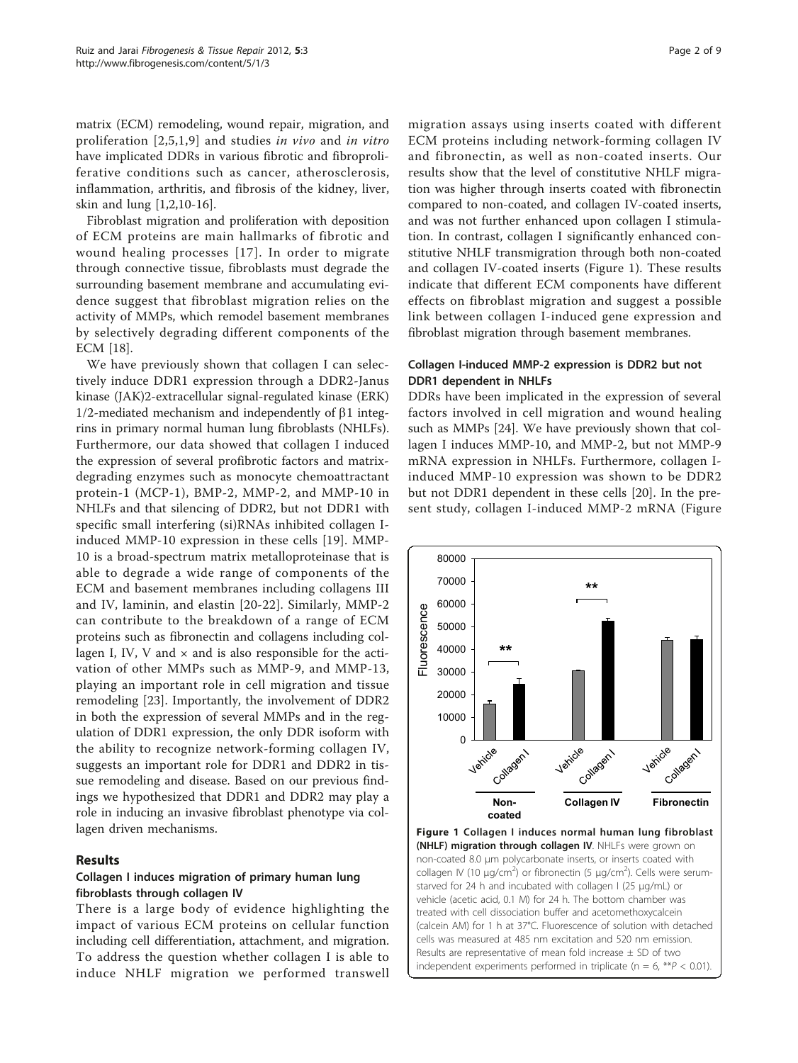matrix (ECM) remodeling, wound repair, migration, and proliferation [2,5,1,9] and studies *in vivo* and *in vitro* have implicated DDRs in various fibrotic and fibroproliferative conditions such as cancer, atherosclerosis, inflammation, arthritis, and fibrosis of the kidney, liver, skin and lung [1,2,10-16].

Fibroblast migration and proliferation with deposition of ECM proteins are main hallmarks of fibrotic and wound healing processes [17]. In order to migrate through connective tissue, fibroblasts must degrade the surrounding basement membrane and accumulating evidence suggest that fibroblast migration relies on the activity of MMPs, which remodel basement membranes by selectively degrading different components of the ECM [18].

We have previously shown that collagen I can selectively induce DDR1 expression through a DDR2-Janus kinase (JAK)2-extracellular signal-regulated kinase (ERK) 1/2-mediated mechanism and independently of β1 integrins in primary normal human lung fibroblasts (NHLFs). Furthermore, our data showed that collagen I induced the expression of several profibrotic factors and matrix-degrading enzymes such as monocyte chemoattractant protein-1 (MCP-1), BMP-2, MMP-2, and MMP-10 in NHLFs and that silencing of DDR2, but not DDR1 with specific small interfering (si)RNAs inhibited collagen I-induced MMP-10 expression in these cells [19]. MMP-10 is a broad-spectrum matrix metalloproteinase that is able to degrade a wide range of components of the ECM and basement membranes including collagens III and IV, laminin, and elastin [20-22]. Similarly, MMP-2 can contribute to the breakdown of a range of ECM proteins such as fibronectin and collagens including collagen I, IV, V and × and is also responsible for the activation of other MMPs such as MMP-9, and MMP-13, playing an important role in cell migration and tissue remodeling [23]. Importantly, the involvement of DDR2 in both the expression of several MMPs and in the regulation of DDR1 expression, the only DDR isoform with the ability to recognize network-forming collagen IV, suggests an important role for DDR1 and DDR2 in tissue remodeling and disease. Based on our previous findings we hypothesized that DDR1 and DDR2 may play a role in inducing an invasive fibroblast phenotype via collagen driven mechanisms.

## Results

### Collagen I induces migration of primary human lung fibroblasts through collagen IV

There is a large body of evidence highlighting the impact of various ECM proteins on cellular function including cell differentiation, attachment, and migration. To address the question whether collagen I is able to induce NHLF migration we performed transwell migration assays using inserts coated with different ECM proteins including network-forming collagen IV and fibronectin, as well as non-coated inserts. Our results show that the level of constitutive NHLF migration was higher through inserts coated with fibronectin compared to non-coated, and collagen IV-coated inserts, and was not further enhanced upon collagen I stimulation. In contrast, collagen I significantly enhanced constitutive NHLF transmigration through both non-coated and collagen IV-coated inserts (Figure 1). These results indicate that different ECM components have different effects on fibroblast migration and suggest a possible link between collagen I-induced gene expression and fibroblast migration through basement membranes.

### Collagen I-induced MMP-2 expression is DDR2 but not DDR1 dependent in NHLFs

DDRs have been implicated in the expression of several factors involved in cell migration and wound healing such as MMPs [24]. We have previously shown that collagen I induces MMP-10, and MMP-2, but not MMP-9 mRNA expression in NHLFs. Furthermore, collagen I-induced MMP-10 expression was shown to be DDR2 but not DDR1 dependent in these cells [20]. In the present study, collagen I-induced MMP-2 mRNA (Figure

**Figure 1 Collagen I induces normal human lung fibroblast (NHLF) migration through collagen IV**. NHLFs were grown on non-coated 8.0 μm polycarbonate inserts, or inserts coated with collagen IV (10 μg/cm$^2$) or fibronectin (5 μg/cm$^2$). Cells were serum-starved for 24 h and incubated with collagen I (25 μg/mL) or vehicle (acetic acid, 0.1 M) for 24 h. The bottom chamber was treated with cell dissociation buffer and acetomethoxycalcein (calcein AM) for 1 h at 37°C. Fluorescence of solution with detached cells was measured at 485 nm excitation and 520 nm emission. Results are representative of mean fold increase ± SD of two independent experiments performed in triplicate ($n = 6$, **$P < 0.01$).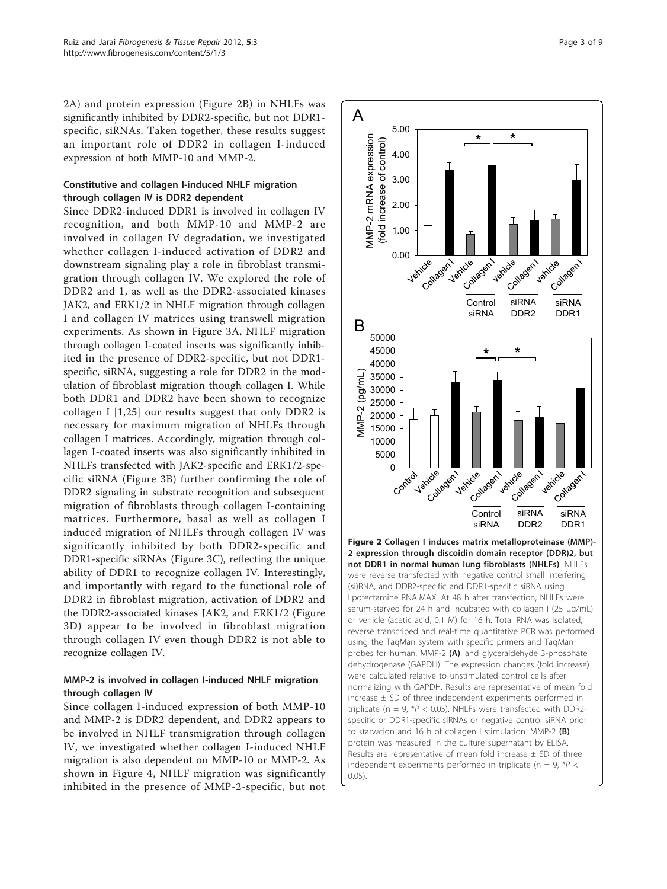2A) and protein expression (Figure 2B) in NHLFs was significantly inhibited by DDR2-specific, but not DDR1-specific, siRNAs. Taken together, these results suggest an important role of DDR2 in collagen I-induced expression of both MMP-10 and MMP-2.

### Constitutive and collagen I-induced NHLF migration through collagen IV is DDR2 dependent

Since DDR2-induced DDR1 is involved in collagen IV recognition, and both MMP-10 and MMP-2 are involved in collagen IV degradation, we investigated whether collagen I-induced activation of DDR2 and downstream signaling play a role in fibroblast transmigration through collagen IV. We explored the role of DDR2 and 1, as well as the DDR2-associated kinases JAK2, and ERK1/2 in NHLF migration through collagen I and collagen IV matrices using transwell migration experiments. As shown in Figure 3A, NHLF migration through collagen I-coated inserts was significantly inhibited in the presence of DDR2-specific, but not DDR1-specific, siRNA, suggesting a role for DDR2 in the modulation of fibroblast migration though collagen I. While both DDR1 and DDR2 have been shown to recognize collagen I [1,25] our results suggest that only DDR2 is necessary for maximum migration of NHLFs through collagen I matrices. Accordingly, migration through collagen I-coated inserts was also significantly inhibited in NHLFs transfected with JAK2-specific and ERK1/2-specific siRNA (Figure 3B) further confirming the role of DDR2 signaling in substrate recognition and subsequent migration of fibroblasts through collagen I-containing matrices. Furthermore, basal as well as collagen I induced migration of NHLFs through collagen IV was significantly inhibited by both DDR2-specific and DDR1-specific siRNAs (Figure 3C), reflecting the unique ability of DDR1 to recognize collagen IV. Interestingly, and importantly with regard to the functional role of DDR2 in fibroblast migration, activation of DDR2 and the DDR2-associated kinases JAK2, and ERK1/2 (Figure 3D) appear to be involved in fibroblast migration through collagen IV even though DDR2 is not able to recognize collagen IV.

### MMP-2 is involved in collagen I-induced NHLF migration through collagen IV

Since collagen I-induced expression of both MMP-10 and MMP-2 is DDR2 dependent, and DDR2 appears to be involved in NHLF transmigration through collagen IV, we investigated whether collagen I-induced NHLF migration is also dependent on MMP-10 or MMP-2. As shown in Figure 4, NHLF migration was significantly inhibited in the presence of MMP-2-specific, but not

**Figure 2 Collagen I induces matrix metalloproteinase (MMP)-2 expression through discoidin domain receptor (DDR)2, but not DDR1 in normal human lung fibroblasts (NHLFs)**. NHLFs were reverse transfected with negative control small interfering (si)RNA, and DDR2-specific and DDR1-specific siRNA using lipofectamine RNAiMAX. At 48 h after transfection, NHLFs were serum-starved for 24 h and incubated with collagen I (25 μg/mL) or vehicle (acetic acid, 0.1 M) for 16 h. Total RNA was isolated, reverse transcribed and real-time quantitative PCR was performed using the TaqMan system with specific primers and TaqMan probes for human, MMP-2 **(A)**, and glyceraldehyde 3-phosphate dehydrogenase (GAPDH). The expression changes (fold increase) were calculated relative to unstimulated control cells after normalizing with GAPDH. Results are representative of mean fold increase ± SD of three independent experiments performed in triplicate (n = 9, \**P* < 0.05). NHLFs were transfected with DDR2-specific or DDR1-specific siRNAs or negative control siRNA prior to starvation and 16 h of collagen I stimulation. MMP-2 **(B)** protein was measured in the culture supernatant by ELISA. Results are representative of mean fold increase ± SD of three independent experiments performed in triplicate (n = 9, \**P* < 0.05).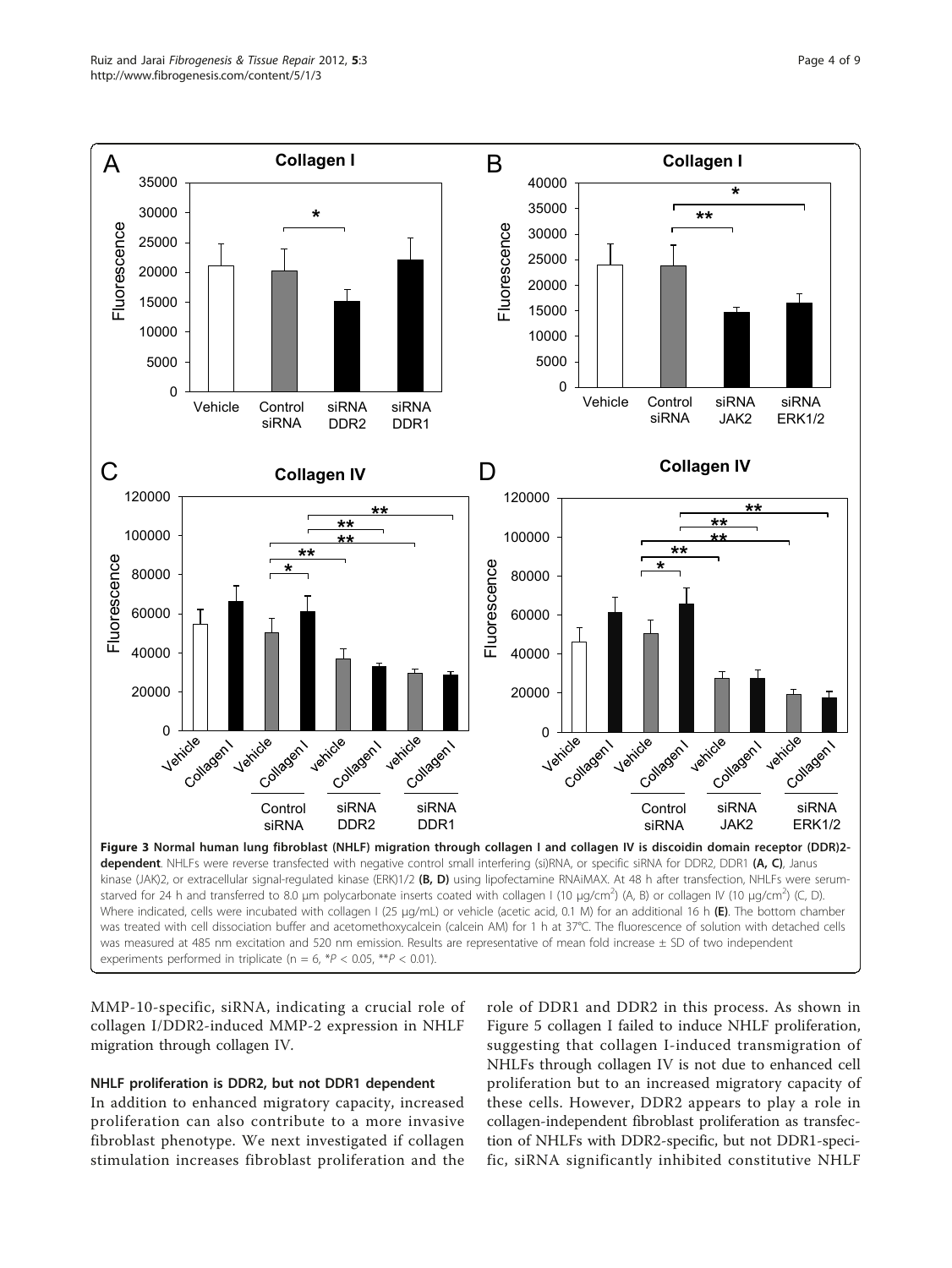**Figure 3 Normal human lung fibroblast (NHLF) migration through collagen I and collagen IV is discoidin domain receptor (DDR)2-dependent**. NHLFs were reverse transfected with negative control small interfering (si)RNA, or specific siRNA for DDR2, DDR1 **(A, C)**, Janus kinase (JAK)2, or extracellular signal-regulated kinase (ERK)1/2 **(B, D)** using lipofectamine RNAiMAX. At 48 h after transfection, NHLFs were serum-starved for 24 h and transferred to 8.0 μm polycarbonate inserts coated with collagen I (10 μg/cm$^2$) (A, B) or collagen IV (10 μg/cm$^2$) (C, D). Where indicated, cells were incubated with collagen I (25 μg/mL) or vehicle (acetic acid, 0.1 M) for an additional 16 h **(E)**. The bottom chamber was treated with cell dissociation buffer and acetomethoxycalcein (calcein AM) for 1 h at 37°C. The fluorescence of solution with detached cells was measured at 485 nm excitation and 520 nm emission. Results are representative of mean fold increase ± SD of two independent experiments performed in triplicate (n = 6, *$P < 0.05$, **$P < 0.01$).

MMP-10-specific, siRNA, indicating a crucial role of collagen I/DDR2-induced MMP-2 expression in NHLF migration through collagen IV.

### NHLF proliferation is DDR2, but not DDR1 dependent

In addition to enhanced migratory capacity, increased proliferation can also contribute to a more invasive fibroblast phenotype. We next investigated if collagen stimulation increases fibroblast proliferation and the role of DDR1 and DDR2 in this process. As shown in Figure 5 collagen I failed to induce NHLF proliferation, suggesting that collagen I-induced transmigration of NHLFs through collagen IV is not due to enhanced cell proliferation but to an increased migratory capacity of these cells. However, DDR2 appears to play a role in collagen-independent fibroblast proliferation as transfection of NHLFs with DDR2-specific, but not DDR1-specific, siRNA significantly inhibited constitutive NHLF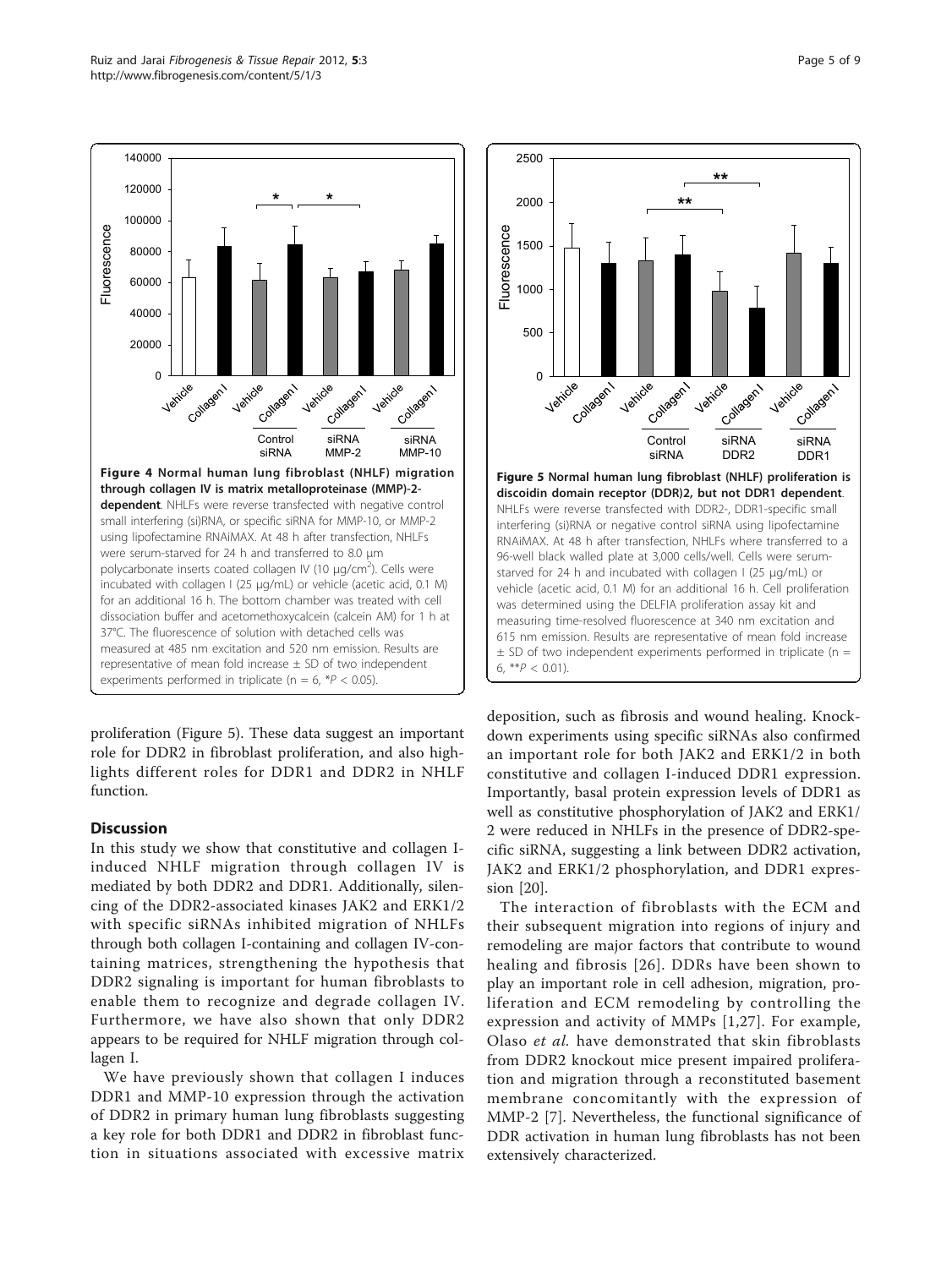**Figure 4 Normal human lung fibroblast (NHLF) migration through collagen IV is matrix metalloproteinase (MMP)-2-dependent**. NHLFs were reverse transfected with negative control small interfering (si)RNA, or specific siRNA for MMP-10, or MMP-2 using lipofectamine RNAiMAX. At 48 h after transfection, NHLFs were serum-starved for 24 h and transferred to 8.0 μm polycarbonate inserts coated collagen IV (10 μg/cm$^2$). Cells were incubated with collagen I (25 μg/mL) or vehicle (acetic acid, 0.1 M) for an additional 16 h. The bottom chamber was treated with cell dissociation buffer and acetomethoxycalcein (calcein AM) for 1 h at 37°C. The fluorescence of solution with detached cells was measured at 485 nm excitation and 520 nm emission. Results are representative of mean fold increase ± SD of two independent experiments performed in triplicate (n = 6, *$P < 0.05$).

**Figure 5 Normal human lung fibroblast (NHLF) proliferation is discoidin domain receptor (DDR)2, but not DDR1 dependent**. NHLFs were reverse transfected with DDR2-, DDR1-specific small interfering (si)RNA or negative control siRNA using lipofectamine RNAiMAX. At 48 h after transfection, NHLFs where transferred to a 96-well black walled plate at 3,000 cells/well. Cells were serum-starved for 24 h and incubated with collagen I (25 μg/mL) or vehicle (acetic acid, 0.1 M) for an additional 16 h. Cell proliferation was determined using the DELFIA proliferation assay kit and measuring time-resolved fluorescence at 340 nm excitation and 615 nm emission. Results are representative of mean fold increase ± SD of two independent experiments performed in triplicate (n = 6, **$P < 0.01$).

proliferation (Figure 5). These data suggest an important role for DDR2 in fibroblast proliferation, and also highlights different roles for DDR1 and DDR2 in NHLF function.

## Discussion

In this study we show that constitutive and collagen I-induced NHLF migration through collagen IV is mediated by both DDR2 and DDR1. Additionally, silencing of the DDR2-associated kinases JAK2 and ERK1/2 with specific siRNAs inhibited migration of NHLFs through both collagen I-containing and collagen IV-containing matrices, strengthening the hypothesis that DDR2 signaling is important for human fibroblasts to enable them to recognize and degrade collagen IV. Furthermore, we have also shown that only DDR2 appears to be required for NHLF migration through collagen I.

We have previously shown that collagen I induces DDR1 and MMP-10 expression through the activation of DDR2 in primary human lung fibroblasts suggesting a key role for both DDR1 and DDR2 in fibroblast function in situations associated with excessive matrix deposition, such as fibrosis and wound healing. Knockdown experiments using specific siRNAs also confirmed an important role for both JAK2 and ERK1/2 in both constitutive and collagen I-induced DDR1 expression. Importantly, basal protein expression levels of DDR1 as well as constitutive phosphorylation of JAK2 and ERK1/2 were reduced in NHLFs in the presence of DDR2-specific siRNA, suggesting a link between DDR2 activation, JAK2 and ERK1/2 phosphorylation, and DDR1 expression [20].

The interaction of fibroblasts with the ECM and their subsequent migration into regions of injury and remodeling are major factors that contribute to wound healing and fibrosis [26]. DDRs have been shown to play an important role in cell adhesion, migration, proliferation and ECM remodeling by controlling the expression and activity of MMPs [1,27]. For example, Olaso *et al.* have demonstrated that skin fibroblasts from DDR2 knockout mice present impaired proliferation and migration through a reconstituted basement membrane concomitantly with the expression of MMP-2 [7]. Nevertheless, the functional significance of DDR activation in human lung fibroblasts has not been extensively characterized.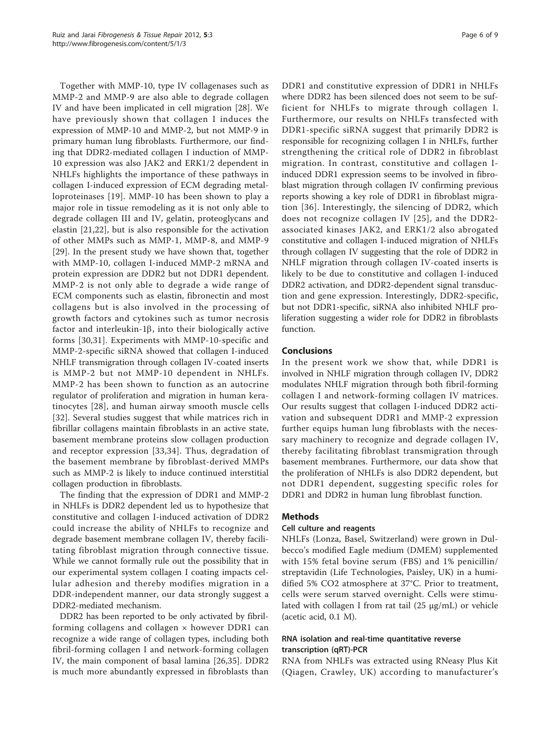Together with MMP-10, type IV collagenases such as MMP-2 and MMP-9 are also able to degrade collagen IV and have been implicated in cell migration [28]. We have previously shown that collagen I induces the expression of MMP-10 and MMP-2, but not MMP-9 in primary human lung fibroblasts. Furthermore, our finding that DDR2-mediated collagen I induction of MMP-10 expression was also JAK2 and ERK1/2 dependent in NHLFs highlights the importance of these pathways in collagen I-induced expression of ECM degrading metalloproteinases [19]. MMP-10 has been shown to play a major role in tissue remodeling as it is not only able to degrade collagen III and IV, gelatin, proteoglycans and elastin [21,22], but is also responsible for the activation of other MMPs such as MMP-1, MMP-8, and MMP-9 [29]. In the present study we have shown that, together with MMP-10, collagen I-induced MMP-2 mRNA and protein expression are DDR2 but not DDR1 dependent. MMP-2 is not only able to degrade a wide range of ECM components such as elastin, fibronectin and most collagens but is also involved in the processing of growth factors and cytokines such as tumor necrosis factor and interleukin-1β, into their biologically active forms [30,31]. Experiments with MMP-10-specific and MMP-2-specific siRNA showed that collagen I-induced NHLF transmigration through collagen IV-coated inserts is MMP-2 but not MMP-10 dependent in NHLFs. MMP-2 has been shown to function as an autocrine regulator of proliferation and migration in human keratinocytes [28], and human airway smooth muscle cells [32]. Several studies suggest that while matrices rich in fibrillar collagens maintain fibroblasts in an active state, basement membrane proteins slow collagen production and receptor expression [33,34]. Thus, degradation of the basement membrane by fibroblast-derived MMPs such as MMP-2 is likely to induce continued interstitial collagen production in fibroblasts.

The finding that the expression of DDR1 and MMP-2 in NHLFs is DDR2 dependent led us to hypothesize that constitutive and collagen I-induced activation of DDR2 could increase the ability of NHLFs to recognize and degrade basement membrane collagen IV, thereby facilitating fibroblast migration through connective tissue. While we cannot formally rule out the possibility that in our experimental system collagen I coating impacts cellular adhesion and thereby modifies migration in a DDR-independent manner, our data strongly suggest a DDR2-mediated mechanism.

DDR2 has been reported to be only activated by fibril-forming collagens and collagen × however DDR1 can recognize a wide range of collagen types, including both fibril-forming collagen I and network-forming collagen IV, the main component of basal lamina [26,35]. DDR2 is much more abundantly expressed in fibroblasts than DDR1 and constitutive expression of DDR1 in NHLFs where DDR2 has been silenced does not seem to be sufficient for NHLFs to migrate through collagen I. Furthermore, our results on NHLFs transfected with DDR1-specific siRNA suggest that primarily DDR2 is responsible for recognizing collagen I in NHLFs, further strengthening the critical role of DDR2 in fibroblast migration. In contrast, constitutive and collagen I-induced DDR1 expression seems to be involved in fibroblast migration through collagen IV confirming previous reports showing a key role of DDR1 in fibroblast migration [36]. Interestingly, the silencing of DDR2, which does not recognize collagen IV [25], and the DDR2-associated kinases JAK2, and ERK1/2 also abrogated constitutive and collagen I-induced migration of NHLFs through collagen IV suggesting that the role of DDR2 in NHLF migration through collagen IV-coated inserts is likely to be due to constitutive and collagen I-induced DDR2 activation, and DDR2-dependent signal transduction and gene expression. Interestingly, DDR2-specific, but not DDR1-specific, siRNA also inhibited NHLF proliferation suggesting a wider role for DDR2 in fibroblasts function.

## Conclusions

In the present work we show that, while DDR1 is involved in NHLF migration through collagen IV, DDR2 modulates NHLF migration through both fibril-forming collagen I and network-forming collagen IV matrices. Our results suggest that collagen I-induced DDR2 activation and subsequent DDR1 and MMP-2 expression further equips human lung fibroblasts with the necessary machinery to recognize and degrade collagen IV, thereby facilitating fibroblast transmigration through basement membranes. Furthermore, our data show that the proliferation of NHLFs is also DDR2 dependent, but not DDR1 dependent, suggesting specific roles for DDR1 and DDR2 in human lung fibroblast function.

## Methods

### Cell culture and reagents

NHLFs (Lonza, Basel, Switzerland) were grown in Dulbecco's modified Eagle medium (DMEM) supplemented with 15% fetal bovine serum (FBS) and 1% penicillin/streptavidin (Life Technologies, Paisley, UK) in a humidified 5% CO2 atmosphere at 37°C. Prior to treatment, cells were serum starved overnight. Cells were stimulated with collagen I from rat tail (25 μg/mL) or vehicle (acetic acid, 0.1 M).

### RNA isolation and real-time quantitative reverse transcription (qRT)-PCR

RNA from NHLFs was extracted using RNeasy Plus Kit (Qiagen, Crawley, UK) according to manufacturer's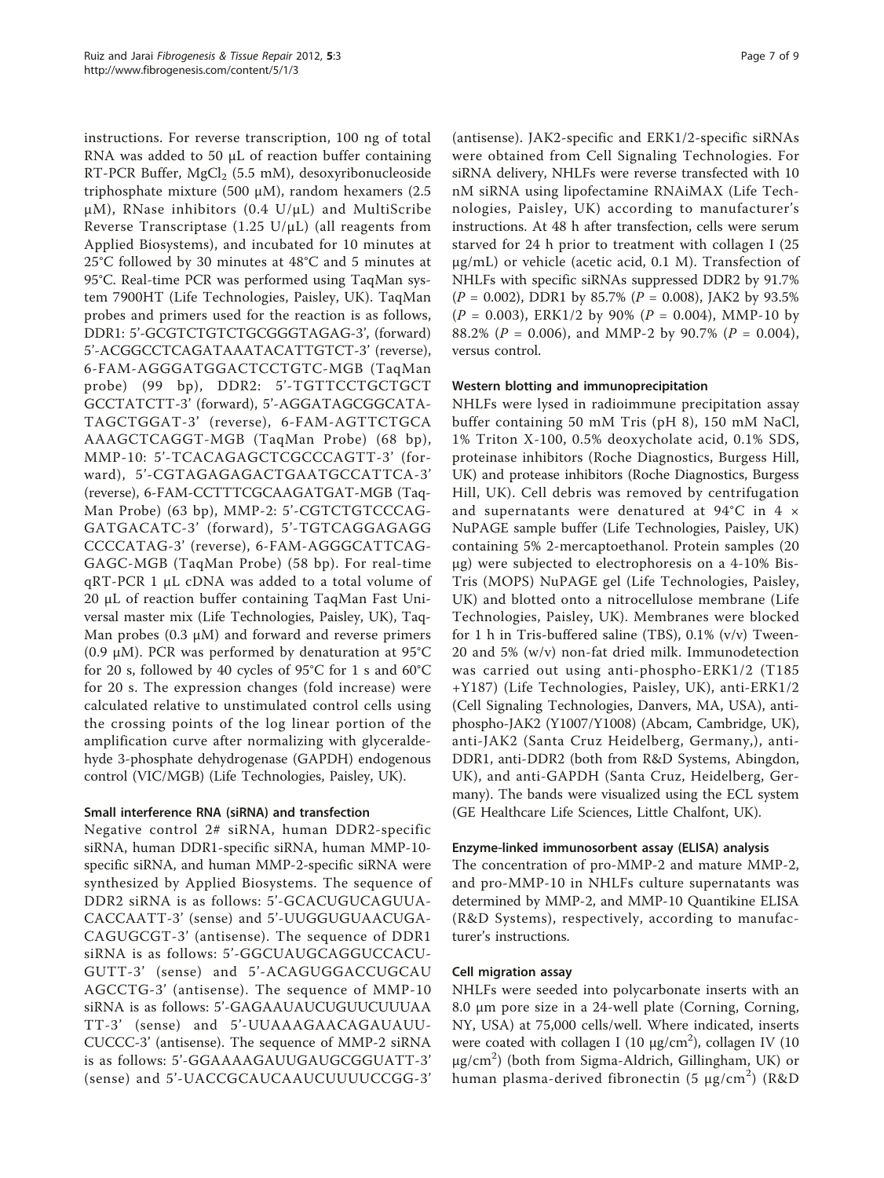instructions. For reverse transcription, 100 ng of total RNA was added to 50 μL of reaction buffer containing RT-PCR Buffer, $MgCl_2$ (5.5 mM), desoxyribonucleoside triphosphate mixture (500 μM), random hexamers (2.5 μM), RNase inhibitors (0.4 U/μL) and MultiScribe Reverse Transcriptase (1.25 U/μL) (all reagents from Applied Biosystems), and incubated for 10 minutes at 25°C followed by 30 minutes at 48°C and 5 minutes at 95°C. Real-time PCR was performed using TaqMan system 7900HT (Life Technologies, Paisley, UK). TaqMan probes and primers used for the reaction is as follows, DDR1: 5'-GCGTCTGTCTGCGGGTAGAG-3', (forward) 5'-ACGGCCTCAGATAAATACATTGTCT-3' (reverse), 6-FAM-AGGGATGGACTCCTGTC-MGB (TaqMan probe) (99 bp), DDR2: 5'-TGTTCCTGCTGCTGCCTATCTT-3' (forward), 5'-AGGATAGCGGCATATAGCTGGAT-3' (reverse), 6-FAM-AGTTCTGCAAAAGCTCAGGT-MGB (TaqMan Probe) (68 bp), MMP-10: 5'-TCACAGAGCTCGCCCAGTT-3' (forward), 5'-CGTAGAGAGACTGAATGCCATTCA-3' (reverse), 6-FAM-CCTTTCGCAAGATGAT-MGB (TaqMan Probe) (63 bp), MMP-2: 5'-CGTCTGTCCCAGGATGACATC-3' (forward), 5'-TGTCAGGAGAGGCCCCATAG-3' (reverse), 6-FAM-AGGGCATTCAGGAGC-MGB (TaqMan Probe) (58 bp). For real-time qRT-PCR 1 μL cDNA was added to a total volume of 20 μL of reaction buffer containing TaqMan Fast Universal master mix (Life Technologies, Paisley, UK), TaqMan probes (0.3 μM) and forward and reverse primers (0.9 μM). PCR was performed by denaturation at 95°C for 20 s, followed by 40 cycles of 95°C for 1 s and 60°C for 20 s. The expression changes (fold increase) were calculated relative to unstimulated control cells using the crossing points of the log linear portion of the amplification curve after normalizing with glyceraldehyde 3-phosphate dehydrogenase (GAPDH) endogenous control (VIC/MGB) (Life Technologies, Paisley, UK).

#### Small interference RNA (siRNA) and transfection

Negative control 2# siRNA, human DDR2-specific siRNA, human DDR1-specific siRNA, human MMP-10-specific siRNA, and human MMP-2-specific siRNA were synthesized by Applied Biosystems. The sequence of DDR2 siRNA is as follows: 5'-GCACUGUCAGUUACACCAAUT-3' (sense) and 5'-UUGGUGUAACUGACAGUGCGT-3' (antisense). The sequence of DDR1 siRNA is as follows: 5'-GGCUAUGCAGGUCCACUGUTT-3' (sense) and 5'-ACAGUGGACCUGCAUAGCCTG-3' (antisense). The sequence of MMP-10 siRNA is as follows: 5'-GAGAAUAUCUGUUCUUUAATT-3' (sense) and 5'-UUAAAGAACAGAUAUUCUCCC-3' (antisense). The sequence of MMP-2 siRNA is as follows: 5'-GGAAAAGAUUGAUGCGGUATT-3' (sense) and 5'-UACCGCAUCAAUCUUUUCCGG-3' (antisense). JAK2-specific and ERK1/2-specific siRNAs were obtained from Cell Signaling Technologies. For siRNA delivery, NHLFs were reverse transfected with 10 nM siRNA using lipofectamine RNAiMAX (Life Technologies, Paisley, UK) according to manufacturer's instructions. At 48 h after transfection, cells were serum starved for 24 h prior to treatment with collagen I (25 μg/mL) or vehicle (acetic acid, 0.1 M). Transfection of NHLFs with specific siRNAs suppressed DDR2 by 91.7% ($P$ = 0.002), DDR1 by 85.7% ($P$ = 0.008), JAK2 by 93.5% ($P$ = 0.003), ERK1/2 by 90% ($P$ = 0.004), MMP-10 by 88.2% ($P$ = 0.006), and MMP-2 by 90.7% ($P$ = 0.004), versus control.

#### Western blotting and immunoprecipitation

NHLFs were lysed in radioimmune precipitation assay buffer containing 50 mM Tris (pH 8), 150 mM NaCl, 1% Triton X-100, 0.5% deoxycholate acid, 0.1% SDS, proteinase inhibitors (Roche Diagnostics, Burgess Hill, UK) and protease inhibitors (Roche Diagnostics, Burgess Hill, UK). Cell debris was removed by centrifugation and supernatants were denatured at 94°C in 4 × NuPAGE sample buffer (Life Technologies, Paisley, UK) containing 5% 2-mercaptoethanol. Protein samples (20 μg) were subjected to electrophoresis on a 4-10% Bis-Tris (MOPS) NuPAGE gel (Life Technologies, Paisley, UK) and blotted onto a nitrocellulose membrane (Life Technologies, Paisley, UK). Membranes were blocked for 1 h in Tris-buffered saline (TBS), 0.1% (v/v) Tween-20 and 5% (w/v) non-fat dried milk. Immunodetection was carried out using anti-phospho-ERK1/2 (T185+Y187) (Life Technologies, Paisley, UK), anti-ERK1/2 (Cell Signaling Technologies, Danvers, MA, USA), anti-phospho-JAK2 (Y1007/Y1008) (Abcam, Cambridge, UK), anti-JAK2 (Santa Cruz Heidelberg, Germany,), anti-DDR1, anti-DDR2 (both from R&D Systems, Abingdon, UK), and anti-GAPDH (Santa Cruz, Heidelberg, Germany). The bands were visualized using the ECL system (GE Healthcare Life Sciences, Little Chalfont, UK).

#### Enzyme-linked immunosorbent assay (ELISA) analysis

The concentration of pro-MMP-2 and mature MMP-2, and pro-MMP-10 in NHLFs culture supernatants was determined by MMP-2, and MMP-10 Quantikine ELISA (R&D Systems), respectively, according to manufacturer's instructions.

#### Cell migration assay

NHLFs were seeded into polycarbonate inserts with an 8.0 μm pore size in a 24-well plate (Corning, Corning, NY, USA) at 75,000 cells/well. Where indicated, inserts were coated with collagen I (10 $\mu g/cm^2$), collagen IV (10 $\mu g/cm^2$) (both from Sigma-Aldrich, Gillingham, UK) or human plasma-derived fibronectin (5 $\mu g/cm^2$) (R&D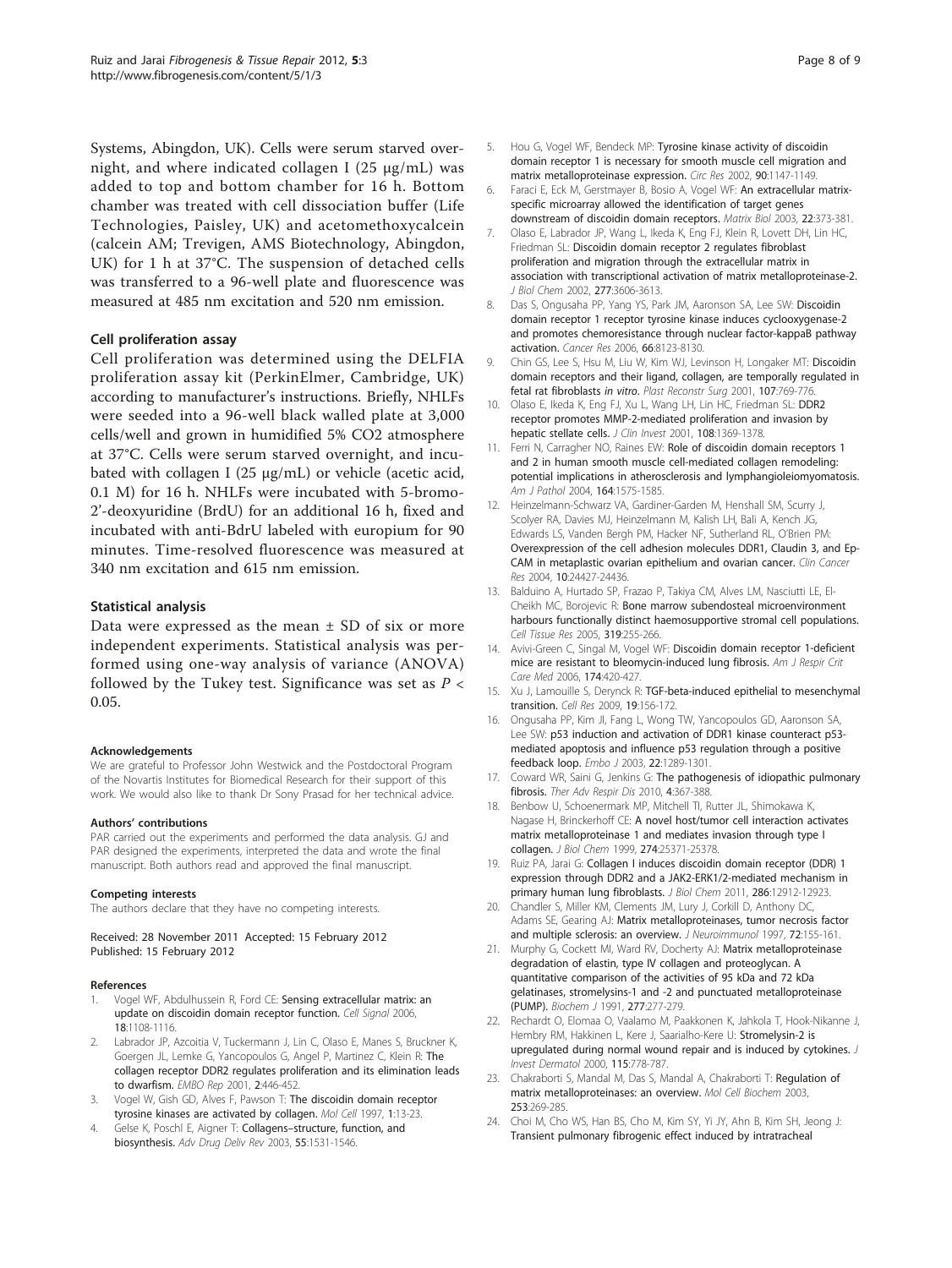Systems, Abingdon, UK). Cells were serum starved overnight, and where indicated collagen I (25 μg/mL) was added to top and bottom chamber for 16 h. Bottom chamber was treated with cell dissociation buffer (Life Technologies, Paisley, UK) and acetomethoxycalcein (calcein AM; Trevigen, AMS Biotechnology, Abingdon, UK) for 1 h at 37°C. The suspension of detached cells was transferred to a 96-well plate and fluorescence was measured at 485 nm excitation and 520 nm emission.

### Cell proliferation assay

Cell proliferation was determined using the DELFIA proliferation assay kit (PerkinElmer, Cambridge, UK) according to manufacturer's instructions. Briefly, NHLFs were seeded into a 96-well black walled plate at 3,000 cells/well and grown in humidified 5% CO2 atmosphere at 37°C. Cells were serum starved overnight, and incubated with collagen I (25 μg/mL) or vehicle (acetic acid, 0.1 M) for 16 h. NHLFs were incubated with 5-bromo-2'-deoxyuridine (BrdU) for an additional 16 h, fixed and incubated with anti-BdrU labeled with europium for 90 minutes. Time-resolved fluorescence was measured at 340 nm excitation and 615 nm emission.

### Statistical analysis

Data were expressed as the mean ± SD of six or more independent experiments. Statistical analysis was performed using one-way analysis of variance (ANOVA) followed by the Tukey test. Significance was set as $P < 0.05$.

#### Acknowledgements

We are grateful to Professor John Westwick and the Postdoctoral Program of the Novartis Institutes for Biomedical Research for their support of this work. We would also like to thank Dr Sony Prasad for her technical advice.

#### Authors' contributions

PAR carried out the experiments and performed the data analysis. GJ and PAR designed the experiments, interpreted the data and wrote the final manuscript. Both authors read and approved the final manuscript.

#### Competing interests

The authors declare that they have no competing interests.

Received: 28 November 2011 Accepted: 15 February 2012
Published: 15 February 2012

#### References

1. Vogel WF, Abdulhussein R, Ford CE: Sensing extracellular matrix: an update on discoidin domain receptor function. *Cell Signal* 2006, 18:1108-1116.
2. Labrador JP, Azcoitia V, Tuckermann J, Lin C, Olaso E, Manes S, Bruckner K, Goergen JL, Lemke G, Yancopoulos G, Angel P, Martinez C, Klein R: The collagen receptor DDR2 regulates proliferation and its elimination leads to dwarfism. *EMBO Rep* 2001, 2:446-452.
3. Vogel W, Gish GD, Alves F, Pawson T: The discoidin domain receptor tyrosine kinases are activated by collagen. *Mol Cell* 1997, 1:13-23.
4. Gelse K, Poschl E, Aigner T: Collagens–structure, function, and biosynthesis. *Adv Drug Deliv Rev* 2003, 55:1531-1546.
5. Hou G, Vogel WF, Bendeck MP: Tyrosine kinase activity of discoidin domain receptor 1 is necessary for smooth muscle cell migration and matrix metalloproteinase expression. *Circ Res* 2002, 90:1147-1149.
6. Faraci E, Eck M, Gerstmayer B, Bosio A, Vogel WF: An extracellular matrix-specific microarray allowed the identification of target genes downstream of discoidin domain receptors. *Matrix Biol* 2003, 22:373-381.
7. Olaso E, Labrador JP, Wang L, Ikeda K, Eng FJ, Klein R, Lovett DH, Lin HC, Friedman SL: Discoidin domain receptor 2 regulates fibroblast proliferation and migration through the extracellular matrix in association with transcriptional activation of matrix metalloproteinase-2. *J Biol Chem* 2002, 277:3606-3613.
8. Das S, Ongusaha PP, Yang YS, Park JM, Aaronson SA, Lee SW: Discoidin domain receptor 1 receptor tyrosine kinase induces cyclooxygenase-2 and promotes chemoresistance through nuclear factor-kappaB pathway activation. *Cancer Res* 2006, 66:8123-8130.
9. Chin GS, Lee S, Hsu M, Liu W, Kim WJ, Levinson H, Longaker MT: Discoidin domain receptors and their ligand, collagen, are temporally regulated in fetal rat fibroblasts *in vitro*. *Plast Reconstr Surg* 2001, 107:769-776.
10. Olaso E, Ikeda K, Eng FJ, Xu L, Wang LH, Lin HC, Friedman SL: DDR2 receptor promotes MMP-2-mediated proliferation and invasion by hepatic stellate cells. *J Clin Invest* 2001, 108:1369-1378.
11. Ferri N, Carragher NO, Raines EW: Role of discoidin domain receptors 1 and 2 in human smooth muscle cell-mediated collagen remodeling: potential implications in atherosclerosis and lymphangioleiomyomatosis. *Am J Pathol* 2004, 164:1575-1585.
12. Heinzelmann-Schwarz VA, Gardiner-Garden M, Henshall SM, Scurry J, Scolyer RA, Davies MJ, Heinzelmann M, Kalish LH, Bali A, Kench JG, Edwards LS, Vanden Bergh PM, Hacker NF, Sutherland RL, O'Brien PM: Overexpression of the cell adhesion molecules DDR1, Claudin 3, and Ep-CAM in metaplastic ovarian epithelium and ovarian cancer. *Clin Cancer Res* 2004, 10:24427-24436.
13. Balduino A, Hurtado SP, Frazao P, Takiya CM, Alves LM, Nasciutti LE, El-Cheikh MC, Borojevic R: Bone marrow subendosteal microenvironment harbours functionally distinct haemosupportive stromal cell populations. *Cell Tissue Res* 2005, 319:255-266.
14. Avivi-Green C, Singal M, Vogel WF: Discoidin domain receptor 1-deficient mice are resistant to bleomycin-induced lung fibrosis. *Am J Respir Crit Care Med* 2006, 174:420-427.
15. Xu J, Lamouille S, Derynck R: TGF-beta-induced epithelial to mesenchymal transition. *Cell Res* 2009, 19:156-172.
16. Ongusaha PP, Kim JI, Fang L, Wong TW, Yancopoulos GD, Aaronson SA, Lee SW: p53 induction and activation of DDR1 kinase counteract p53-mediated apoptosis and influence p53 regulation through a positive feedback loop. *Embo J* 2003, 22:1289-1301.
17. Coward WR, Saini G, Jenkins G: The pathogenesis of idiopathic pulmonary fibrosis. *Ther Adv Respir Dis* 2010, 4:367-388.
18. Benbow U, Schoenermark MP, Mitchell TI, Rutter JL, Shimokawa K, Nagase H, Brinckerhoff CE: A novel host/tumor cell interaction activates matrix metalloproteinase 1 and mediates invasion through type I collagen. *J Biol Chem* 1999, 274:25371-25378.
19. Ruiz PA, Jarai G: Collagen I induces discoidin domain receptor (DDR) 1 expression through DDR2 and a JAK2-ERK1/2-mediated mechanism in primary human lung fibroblasts. *J Biol Chem* 2011, 286:12912-12923.
20. Chandler S, Miller KM, Clements JM, Lury J, Corkill D, Anthony DC, Adams SE, Gearing AJ: Matrix metalloproteinases, tumor necrosis factor and multiple sclerosis: an overview. *J Neuroimmunol* 1997, 72:155-161.
21. Murphy G, Cockett MI, Ward RV, Docherty AJ: Matrix metalloproteinase degradation of elastin, type IV collagen and proteoglycan. A quantitative comparison of the activities of 95 kDa and 72 kDa gelatinases, stromelysins-1 and -2 and punctuated metalloproteinase (PUMP). *Biochem J* 1991, 277:277-279.
22. Rechardt O, Elomaa O, Vaalamo M, Paakkonen K, Jahkola T, Hook-Nikanne J, Hembry RM, Hakkinen L, Kere J, Saarialho-Kere U: Stromelysin-2 is upregulated during normal wound repair and is induced by cytokines. *J Invest Dermatol* 2000, 115:778-787.
23. Chakraborti S, Mandal M, Das S, Mandal A, Chakraborti T: Regulation of matrix metalloproteinases: an overview. *Mol Cell Biochem* 2003, 253:269-285.
24. Choi M, Cho WS, Han BS, Cho M, Kim SY, Yi JY, Ahn B, Kim SH, Jeong J: Transient pulmonary fibrogenic effect induced by intratracheal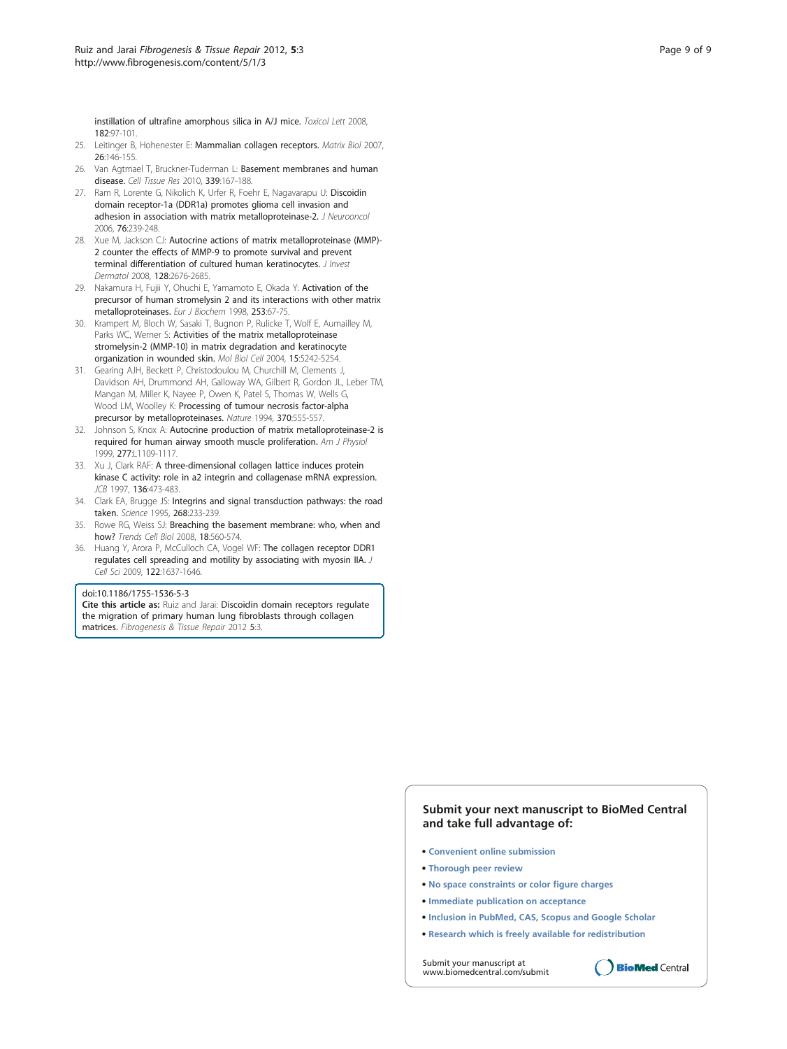instillation of ultrafine amorphous silica in A/J mice. *Toxicol Lett* 2008, **182**:97-101.

25. Leitinger B, Hohenester E: **Mammalian collagen receptors.** *Matrix Biol* 2007, **26**:146-155.
26. Van Agtmael T, Bruckner-Tuderman L: **Basement membranes and human disease.** *Cell Tissue Res* 2010, **339**:167-188.
27. Ram R, Lorente G, Nikolich K, Urfer R, Foehr E, Nagavarapu U: **Discoidin domain receptor-1a (DDR1a) promotes glioma cell invasion and adhesion in association with matrix metalloproteinase-2.** *J Neurooncol* 2006, **76**:239-248.
28. Xue M, Jackson CJ: **Autocrine actions of matrix metalloproteinase (MMP)-2 counter the effects of MMP-9 to promote survival and prevent terminal differentiation of cultured human keratinocytes.** *J Invest Dermatol* 2008, **128**:2676-2685.
29. Nakamura H, Fujii Y, Ohuchi E, Yamamoto E, Okada Y: **Activation of the precursor of human stromelysin 2 and its interactions with other matrix metalloproteinases.** *Eur J Biochem* 1998, **253**:67-75.
30. Krampert M, Bloch W, Sasaki T, Bugnon P, Rulicke T, Wolf E, Aumailley M, Parks WC, Werner S: **Activities of the matrix metalloproteinase stromelysin-2 (MMP-10) in matrix degradation and keratinocyte organization in wounded skin.** *Mol Biol Cell* 2004, **15**:5242-5254.
31. Gearing AJH, Beckett P, Christodoulou M, Churchill M, Clements J, Davidson AH, Drummond AH, Galloway WA, Gilbert R, Gordon JL, Leber TM, Mangan M, Miller K, Nayee P, Owen K, Patel S, Thomas W, Wells G, Wood LM, Woolley K: **Processing of tumour necrosis factor-alpha precursor by metalloproteinases.** *Nature* 1994, **370**:555-557.
32. Johnson S, Knox A: **Autocrine production of matrix metalloproteinase-2 is required for human airway smooth muscle proliferation.** *Am J Physiol* 1999, **277**:L1109-1117.
33. Xu J, Clark RAF: **A three-dimensional collagen lattice induces protein kinase C activity: role in a2 integrin and collagenase mRNA expression.** *JCB* 1997, **136**:473-483.
34. Clark EA, Brugge JS: **Integrins and signal transduction pathways: the road taken.** *Science* 1995, **268**:233-239.
35. Rowe RG, Weiss SJ: **Breaching the basement membrane: who, when and how?** *Trends Cell Biol* 2008, **18**:560-574.
36. Huang Y, Arora P, McCulloch CA, Vogel WF: **The collagen receptor DDR1 regulates cell spreading and motility by associating with myosin IIA.** *J Cell Sci* 2009, **122**:1637-1646.

doi:10.1186/1755-1536-5-3

**Cite this article as:** Ruiz and Jarai: Discoidin domain receptors regulate the migration of primary human lung fibroblasts through collagen matrices. *Fibrogenesis & Tissue Repair* 2012 **5**:3.

**Submit your next manuscript to BioMed Central and take full advantage of:**

- Convenient online submission
- Thorough peer review
- No space constraints or color figure charges
- Immediate publication on acceptance
- Inclusion in PubMed, CAS, Scopus and Google Scholar
- Research which is freely available for redistribution

Submit your manuscript at
www.biomedcentral.com/submit

BioMed Central